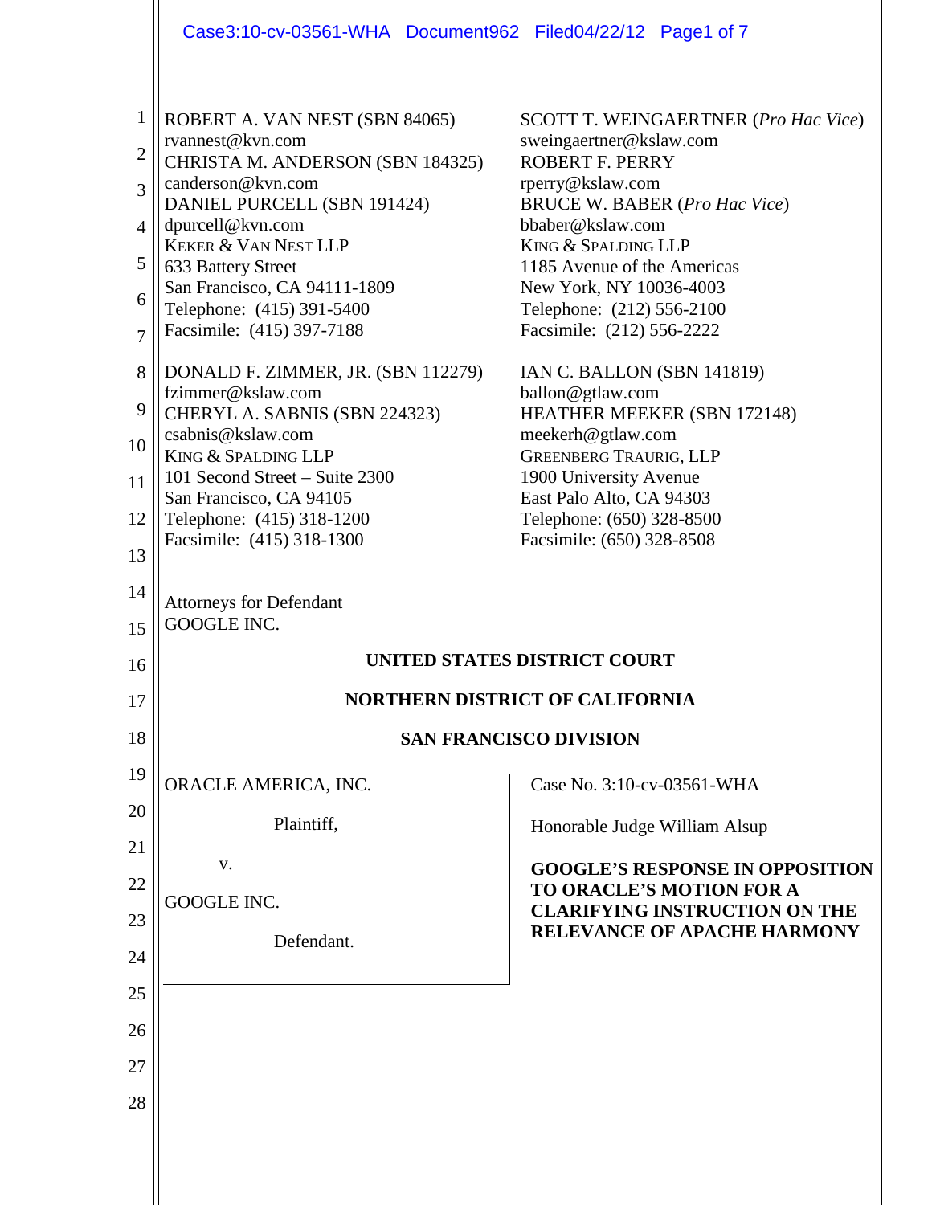ROBERT A. VAN NEST (SBN 84065)
rvannest@kvn.com
CHRISTA M. ANDERSON (SBN 184325)
canderson@kvn.com
DANIEL PURCELL (SBN 191424)
dpurcell@kvn.com
KEKER & VAN NEST LLP
633 Battery Street
San Francisco, CA 94111-1809
Telephone: (415) 391-5400
Facsimile: (415) 397-7188

DONALD F. ZIMMER, JR. (SBN 112279)
fzimmer@kslaw.com
CHERYL A. SABNIS (SBN 224323)
csabnis@kslaw.com
KING & SPALDING LLP
101 Second Street – Suite 2300
San Francisco, CA 94105
Telephone: (415) 318-1200
Facsimile: (415) 318-1300

SCOTT T. WEINGAERTNER (*Pro Hac Vice*)
sweingaertner@kslaw.com
ROBERT F. PERRY
rperry@kslaw.com
BRUCE W. BABER (*Pro Hac Vice*)
bbaber@kslaw.com
KING & SPALDING LLP
1185 Avenue of the Americas
New York, NY 10036-4003
Telephone: (212) 556-2100
Facsimile: (212) 556-2222

IAN C. BALLON (SBN 141819)
ballon@gtlaw.com
HEATHER MEEKER (SBN 172148)
meekerh@gtlaw.com
GREENBERG TRAURIG, LLP
1900 University Avenue
East Palo Alto, CA 94303
Telephone: (650) 328-8500
Facsimile: (650) 328-8508

Attorneys for Defendant
GOOGLE INC.

**UNITED STATES DISTRICT COURT**

**NORTHERN DISTRICT OF CALIFORNIA**

**SAN FRANCISCO DIVISION**

ORACLE AMERICA, INC.

Plaintiff,

v.

GOOGLE INC.

Defendant.

Case No. 3:10-cv-03561-WHA

Honorable Judge William Alsup

**GOOGLE'S RESPONSE IN OPPOSITION TO ORACLE'S MOTION FOR A CLARIFYING INSTRUCTION ON THE RELEVANCE OF APACHE HARMONY**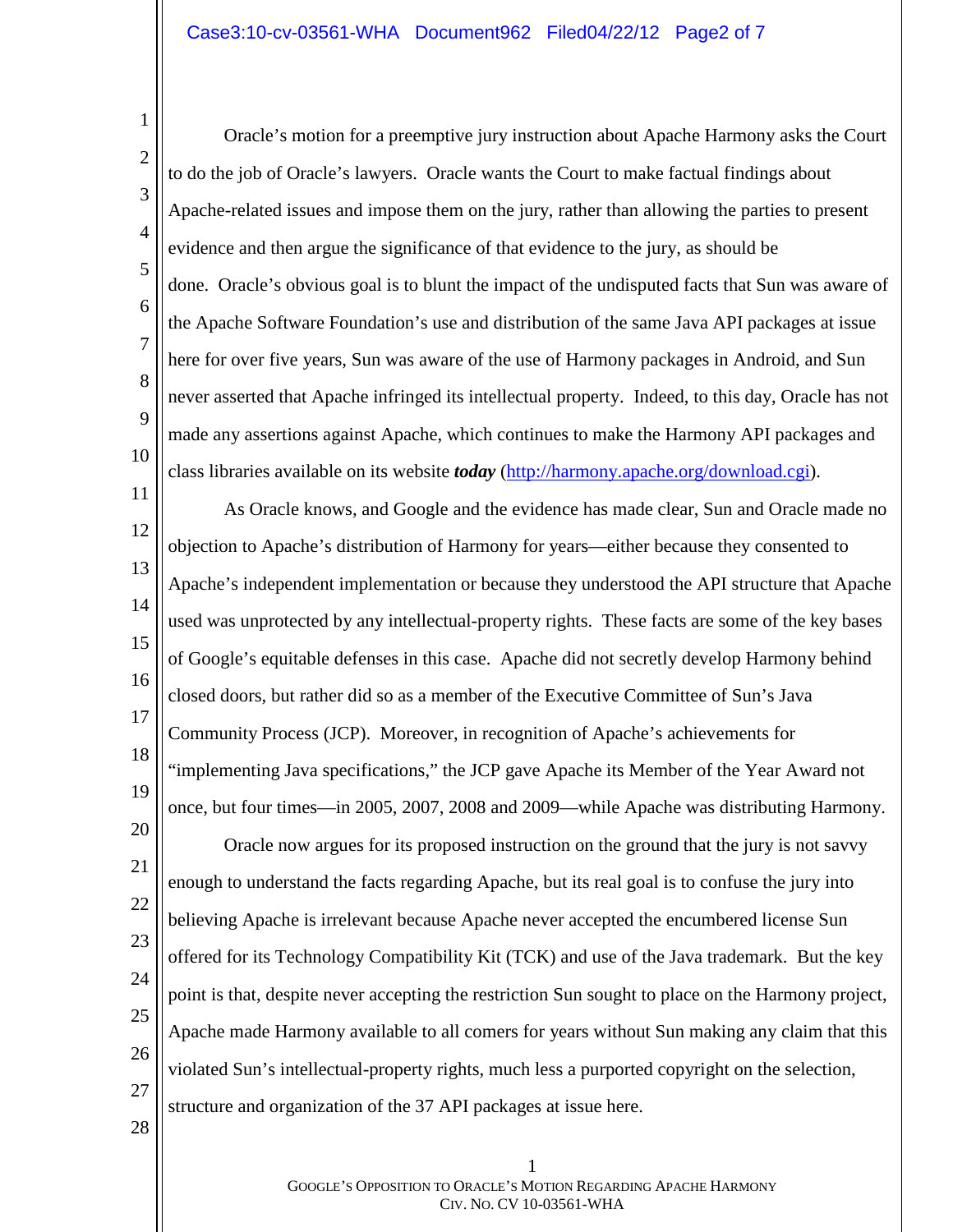Oracle's motion for a preemptive jury instruction about Apache Harmony asks the Court to do the job of Oracle's lawyers. Oracle wants the Court to make factual findings about Apache-related issues and impose them on the jury, rather than allowing the parties to present evidence and then argue the significance of that evidence to the jury, as should be done. Oracle's obvious goal is to blunt the impact of the undisputed facts that Sun was aware of the Apache Software Foundation's use and distribution of the same Java API packages at issue here for over five years, Sun was aware of the use of Harmony packages in Android, and Sun never asserted that Apache infringed its intellectual property. Indeed, to this day, Oracle has not made any assertions against Apache, which continues to make the Harmony API packages and class libraries available on its website ***today*** (http://harmony.apache.org/download.cgi).

As Oracle knows, and Google and the evidence has made clear, Sun and Oracle made no objection to Apache's distribution of Harmony for years—either because they consented to Apache's independent implementation or because they understood the API structure that Apache used was unprotected by any intellectual-property rights. These facts are some of the key bases of Google's equitable defenses in this case. Apache did not secretly develop Harmony behind closed doors, but rather did so as a member of the Executive Committee of Sun's Java Community Process (JCP). Moreover, in recognition of Apache's achievements for "implementing Java specifications," the JCP gave Apache its Member of the Year Award not once, but four times—in 2005, 2007, 2008 and 2009—while Apache was distributing Harmony.

Oracle now argues for its proposed instruction on the ground that the jury is not savvy enough to understand the facts regarding Apache, but its real goal is to confuse the jury into believing Apache is irrelevant because Apache never accepted the encumbered license Sun offered for its Technology Compatibility Kit (TCK) and use of the Java trademark. But the key point is that, despite never accepting the restriction Sun sought to place on the Harmony project, Apache made Harmony available to all comers for years without Sun making any claim that this violated Sun's intellectual-property rights, much less a purported copyright on the selection, structure and organization of the 37 API packages at issue here.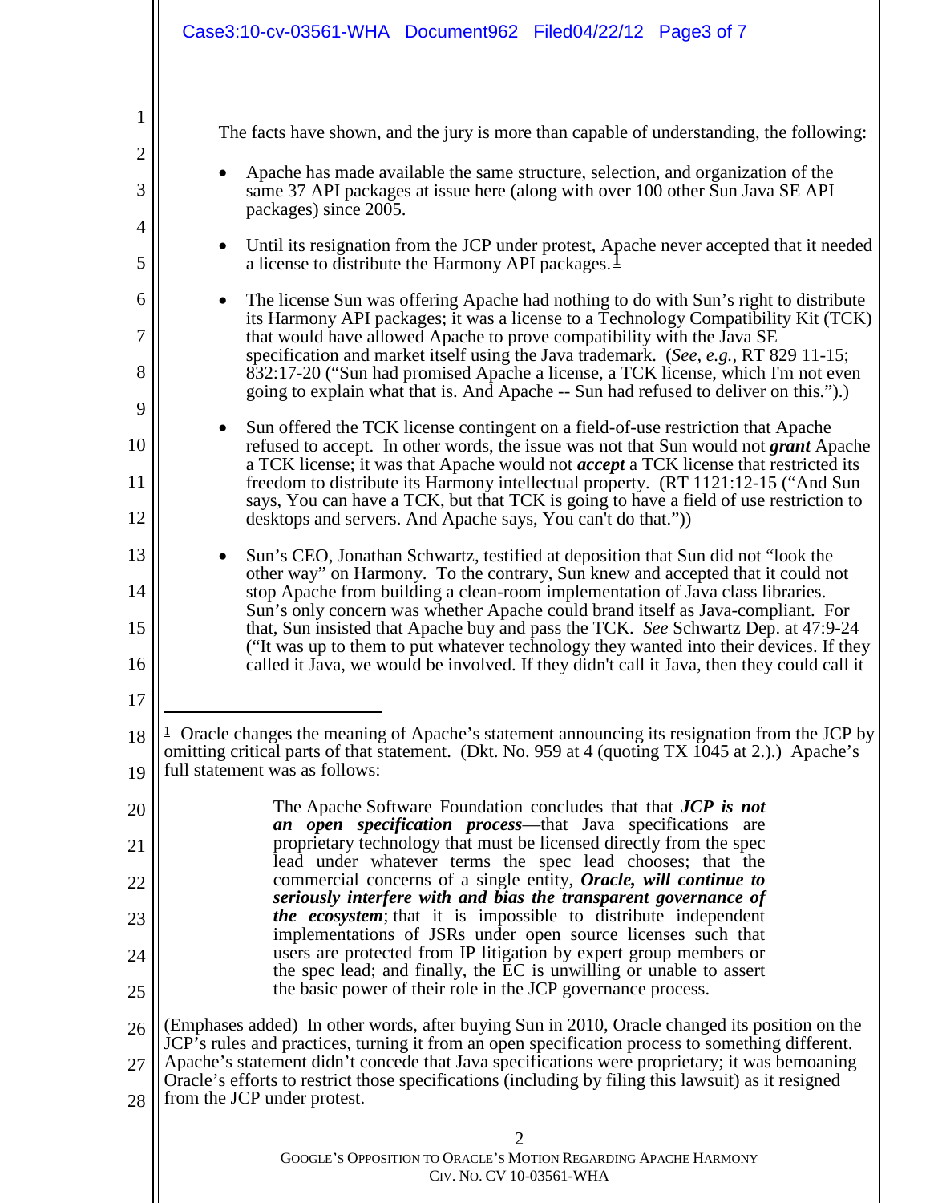The facts have shown, and the jury is more than capable of understanding, the following:

- Apache has made available the same structure, selection, and organization of the same 37 API packages at issue here (along with over 100 other Sun Java SE API packages) since 2005.
- Until its resignation from the JCP under protest, Apache never accepted that it needed a license to distribute the Harmony API packages.[1]
- The license Sun was offering Apache had nothing to do with Sun's right to distribute its Harmony API packages; it was a license to a Technology Compatibility Kit (TCK) that would have allowed Apache to prove compatibility with the Java SE specification and market itself using the Java trademark. (*See, e.g.*, RT 829 11-15; 832:17-20 ("Sun had promised Apache a license, a TCK license, which I'm not even going to explain what that is. And Apache -- Sun had refused to deliver on this.").)
- Sun offered the TCK license contingent on a field-of-use restriction that Apache refused to accept. In other words, the issue was not that Sun would not ***grant*** Apache a TCK license; it was that Apache would not ***accept*** a TCK license that restricted its freedom to distribute its Harmony intellectual property. (RT 1121:12-15 ("And Sun says, You can have a TCK, but that TCK is going to have a field of use restriction to desktops and servers. And Apache says, You can't do that."))
- Sun's CEO, Jonathan Schwartz, testified at deposition that Sun did not "look the other way" on Harmony. To the contrary, Sun knew and accepted that it could not stop Apache from building a clean-room implementation of Java class libraries. Sun's only concern was whether Apache could brand itself as Java-compliant. For that, Sun insisted that Apache buy and pass the TCK. *See* Schwartz Dep. at 47:9-24 ("It was up to them to put whatever technology they wanted into their devices. If they called it Java, we would be involved. If they didn't call it Java, then they could call it

---

[1] Oracle changes the meaning of Apache's statement announcing its resignation from the JCP by omitting critical parts of that statement. (Dkt. No. 959 at 4 (quoting TX 1045 at 2.).) Apache's full statement was as follows:

> The Apache Software Foundation concludes that that ***JCP is not an open specification process***—that Java specifications are proprietary technology that must be licensed directly from the spec lead under whatever terms the spec lead chooses; that the commercial concerns of a single entity, ***Oracle, will continue to seriously interfere with and bias the transparent governance of the ecosystem***; that it is impossible to distribute independent implementations of JSRs under open source licenses such that users are protected from IP litigation by expert group members or the spec lead; and finally, the EC is unwilling or unable to assert the basic power of their role in the JCP governance process.

(Emphases added) In other words, after buying Sun in 2010, Oracle changed its position on the JCP's rules and practices, turning it from an open specification process to something different. Apache's statement didn't concede that Java specifications were proprietary; it was bemoaning Oracle's efforts to restrict those specifications (including by filing this lawsuit) as it resigned from the JCP under protest.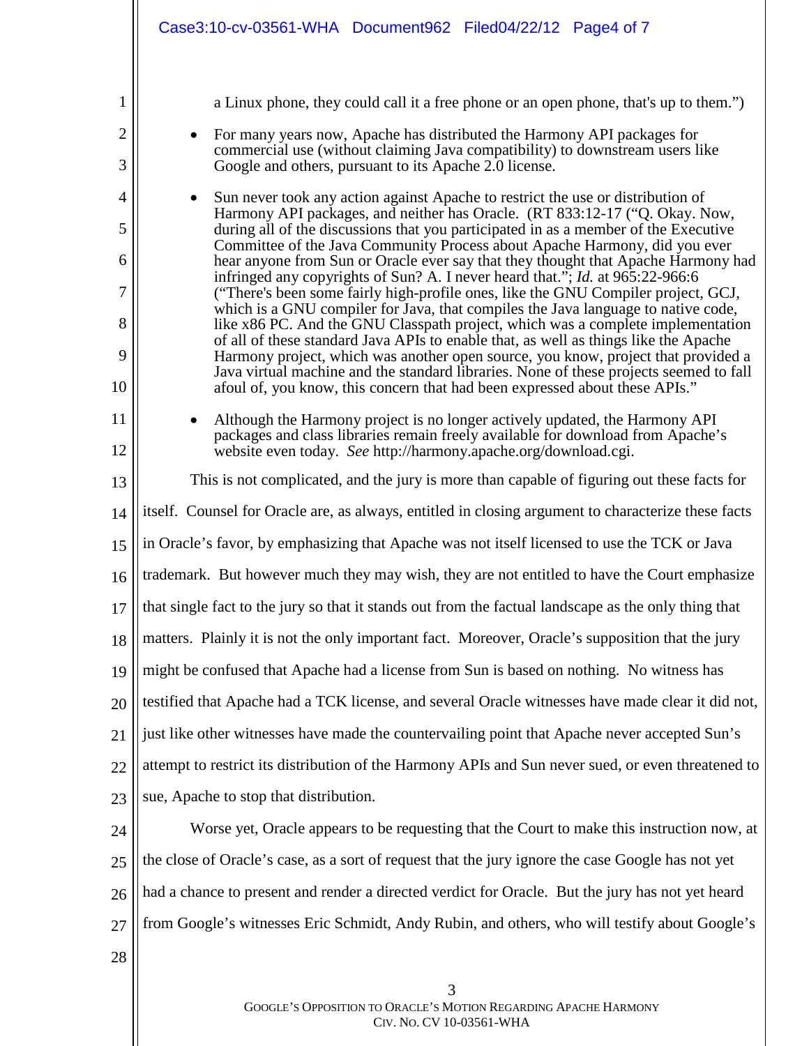a Linux phone, they could call it a free phone or an open phone, that's up to them.")

- For many years now, Apache has distributed the Harmony API packages for commercial use (without claiming Java compatibility) to downstream users like Google and others, pursuant to its Apache 2.0 license.
- Sun never took any action against Apache to restrict the use or distribution of Harmony API packages, and neither has Oracle. (RT 833:12-17 ("Q. Okay. Now, during all of the discussions that you participated in as a member of the Executive Committee of the Java Community Process about Apache Harmony, did you ever hear anyone from Sun or Oracle ever say that they thought that Apache Harmony had infringed any copyrights of Sun? A. I never heard that."; *Id.* at 965:22-966:6 ("There's been some fairly high-profile ones, like the GNU Compiler project, GCJ, which is a GNU compiler for Java, that compiles the Java language to native code, like x86 PC. And the GNU Classpath project, which was a complete implementation of all of these standard Java APIs to enable that, as well as things like the Apache Harmony project, which was another open source, you know, project that provided a Java virtual machine and the standard libraries. None of these projects seemed to fall afoul of, you know, this concern that had been expressed about these APIs."
- Although the Harmony project is no longer actively updated, the Harmony API packages and class libraries remain freely available for download from Apache's website even today. *See* http://harmony.apache.org/download.cgi.

This is not complicated, and the jury is more than capable of figuring out these facts for itself. Counsel for Oracle are, as always, entitled in closing argument to characterize these facts in Oracle's favor, by emphasizing that Apache was not itself licensed to use the TCK or Java trademark. But however much they may wish, they are not entitled to have the Court emphasize that single fact to the jury so that it stands out from the factual landscape as the only thing that matters. Plainly it is not the only important fact. Moreover, Oracle's supposition that the jury might be confused that Apache had a license from Sun is based on nothing. No witness has testified that Apache had a TCK license, and several Oracle witnesses have made clear it did not, just like other witnesses have made the countervailing point that Apache never accepted Sun's attempt to restrict its distribution of the Harmony APIs and Sun never sued, or even threatened to sue, Apache to stop that distribution.

Worse yet, Oracle appears to be requesting that the Court to make this instruction now, at the close of Oracle's case, as a sort of request that the jury ignore the case Google has not yet had a chance to present and render a directed verdict for Oracle. But the jury has not yet heard from Google's witnesses Eric Schmidt, Andy Rubin, and others, who will testify about Google's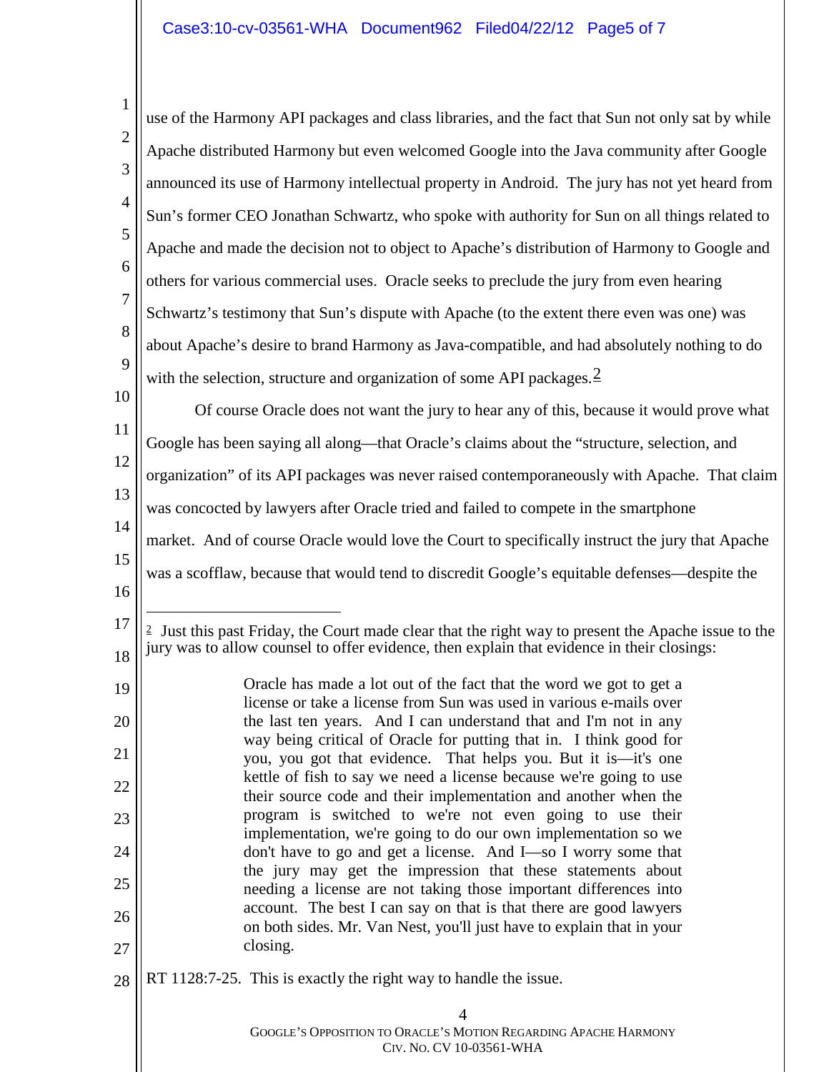use of the Harmony API packages and class libraries, and the fact that Sun not only sat by while Apache distributed Harmony but even welcomed Google into the Java community after Google announced its use of Harmony intellectual property in Android. The jury has not yet heard from Sun's former CEO Jonathan Schwartz, who spoke with authority for Sun on all things related to Apache and made the decision not to object to Apache's distribution of Harmony to Google and others for various commercial uses. Oracle seeks to preclude the jury from even hearing Schwartz's testimony that Sun's dispute with Apache (to the extent there even was one) was about Apache's desire to brand Harmony as Java-compatible, and had absolutely nothing to do with the selection, structure and organization of some API packages.[2]

Of course Oracle does not want the jury to hear any of this, because it would prove what Google has been saying all along—that Oracle's claims about the "structure, selection, and organization" of its API packages was never raised contemporaneously with Apache. That claim was concocted by lawyers after Oracle tried and failed to compete in the smartphone market. And of course Oracle would love the Court to specifically instruct the jury that Apache was a scofflaw, because that would tend to discredit Google's equitable defenses—despite the

---

[2] Just this past Friday, the Court made clear that the right way to present the Apache issue to the jury was to allow counsel to offer evidence, then explain that evidence in their closings:

> Oracle has made a lot out of the fact that the word we got to get a license or take a license from Sun was used in various e-mails over the last ten years. And I can understand that and I'm not in any way being critical of Oracle for putting that in. I think good for you, you got that evidence. That helps you. But it is—it's one kettle of fish to say we need a license because we're going to use their source code and their implementation and another when the program is switched to we're not even going to use their implementation, we're going to do our own implementation so we don't have to go and get a license. And I—so I worry some that the jury may get the impression that these statements about needing a license are not taking those important differences into account. The best I can say on that is that there are good lawyers on both sides. Mr. Van Nest, you'll just have to explain that in your closing.

RT 1128:7-25. This is exactly the right way to handle the issue.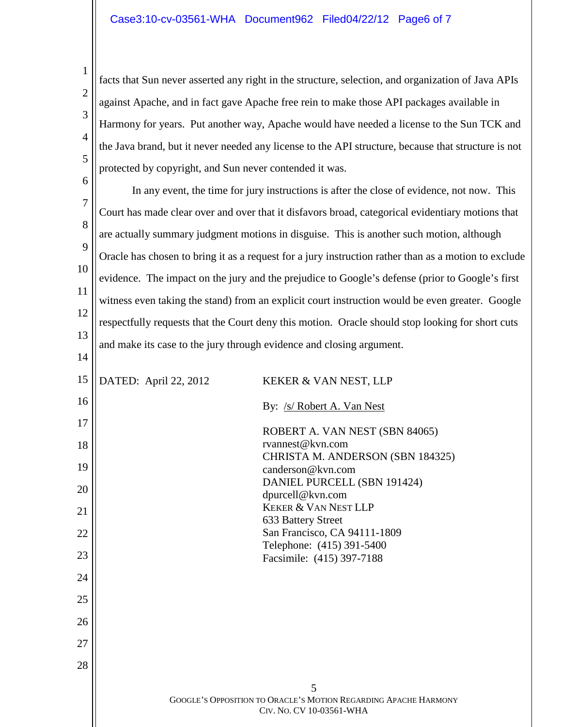facts that Sun never asserted any right in the structure, selection, and organization of Java APIs against Apache, and in fact gave Apache free rein to make those API packages available in Harmony for years. Put another way, Apache would have needed a license to the Sun TCK and the Java brand, but it never needed any license to the API structure, because that structure is not protected by copyright, and Sun never contended it was.

In any event, the time for jury instructions is after the close of evidence, not now. This Court has made clear over and over that it disfavors broad, categorical evidentiary motions that are actually summary judgment motions in disguise. This is another such motion, although Oracle has chosen to bring it as a request for a jury instruction rather than as a motion to exclude evidence. The impact on the jury and the prejudice to Google's defense (prior to Google's first witness even taking the stand) from an explicit court instruction would be even greater. Google respectfully requests that the Court deny this motion. Oracle should stop looking for short cuts and make its case to the jury through evidence and closing argument.

DATED: April 22, 2012

KEKER & VAN NEST, LLP

By: /s/ Robert A. Van Nest

ROBERT A. VAN NEST (SBN 84065)
rvannest@kvn.com
CHRISTA M. ANDERSON (SBN 184325)
canderson@kvn.com
DANIEL PURCELL (SBN 191424)
dpurcell@kvn.com
KEKER & VAN NEST LLP
633 Battery Street
San Francisco, CA 94111-1809
Telephone: (415) 391-5400
Facsimile: (415) 397-7188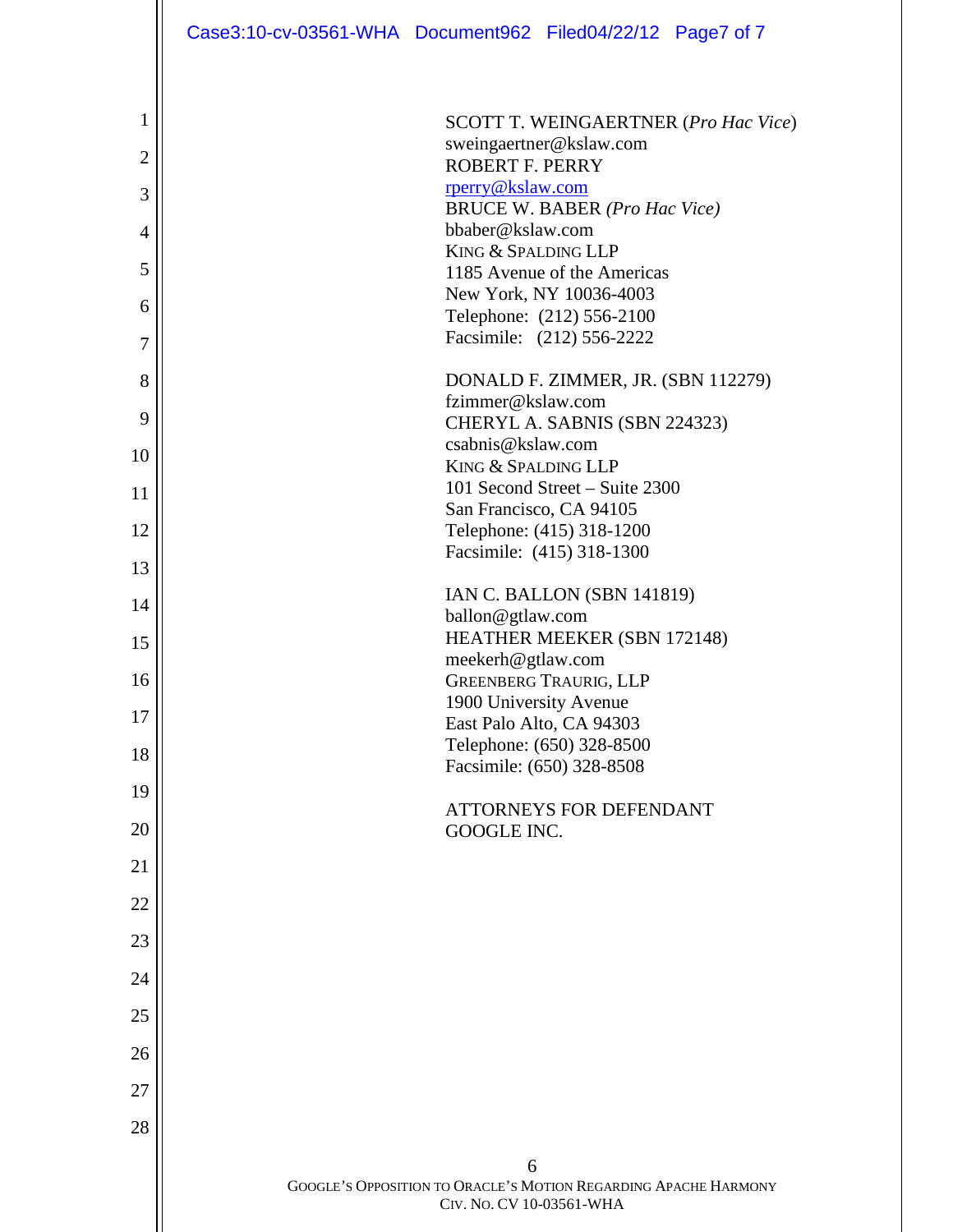SCOTT T. WEINGAERTNER (*Pro Hac Vice*)
sweingaertner@kslaw.com
ROBERT F. PERRY
rperry@kslaw.com
BRUCE W. BABER *(Pro Hac Vice)*
bbaber@kslaw.com
KING & SPALDING LLP
1185 Avenue of the Americas
New York, NY 10036-4003
Telephone: (212) 556-2100
Facsimile: (212) 556-2222

DONALD F. ZIMMER, JR. (SBN 112279)
fzimmer@kslaw.com
CHERYL A. SABNIS (SBN 224323)
csabnis@kslaw.com
KING & SPALDING LLP
101 Second Street – Suite 2300
San Francisco, CA 94105
Telephone: (415) 318-1200
Facsimile: (415) 318-1300

IAN C. BALLON (SBN 141819)
ballon@gtlaw.com
HEATHER MEEKER (SBN 172148)
meekerh@gtlaw.com
GREENBERG TRAURIG, LLP
1900 University Avenue
East Palo Alto, CA 94303
Telephone: (650) 328-8500
Facsimile: (650) 328-8508

ATTORNEYS FOR DEFENDANT
GOOGLE INC.